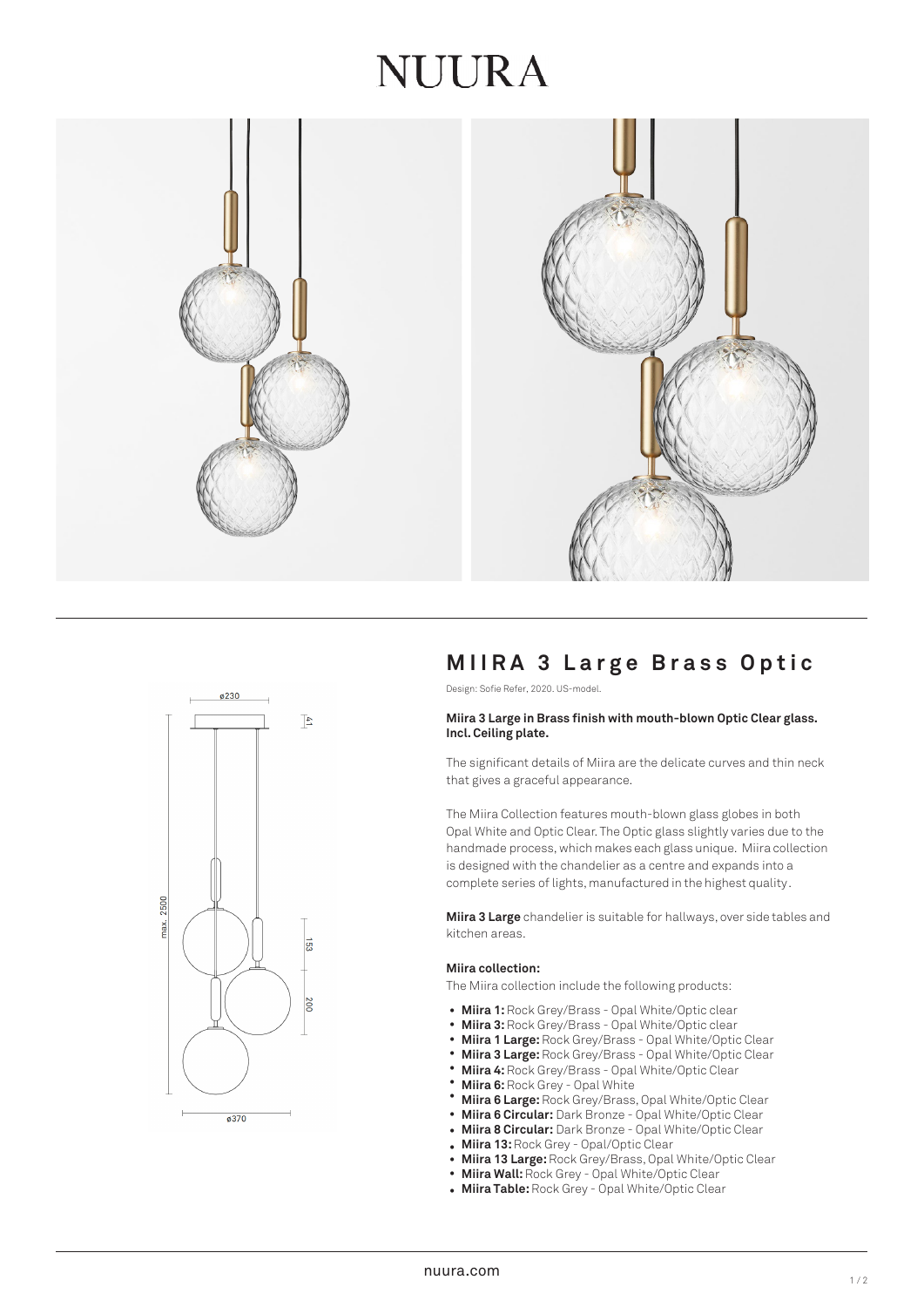# NUURA

## MIIRA 3 Large Brass Optic

Design: Sofie Refer, 2020. US-model.

**Miira 3 Large in Brass finish with mouth-blown Optic Clear glass. Incl. Ceiling plate.**

The significant details of Miira are the delicate curves and thin neck that gives a graceful appearance.

The Miira Collection features mouth-blown glass globes in both Opal White and Optic Clear. The Optic glass slightly varies due to the handmade process, which makes each glass unique. Miira collection is designed with the chandelier as a centre and expands into a complete series of lights, manufactured in the highest quality.

**Miira 3 Large** chandelier is suitable for hallways, over side tables and kitchen areas.

**Miira collection:**

The Miira collection include the following products:

- **Miira 1:** Rock Grey/Brass - Opal White/Optic clear
- **Miira 3:** Rock Grey/Brass - Opal White/Optic clear
- **Miira 1 Large:** Rock Grey/Brass - Opal White/Optic Clear
- **Miira 3 Large:** Rock Grey/Brass - Opal White/Optic Clear
- **Miira 4:** Rock Grey/Brass - Opal White/Optic Clear
- **Miira 6:** Rock Grey - Opal White
- **Miira 6 Large:** Rock Grey/Brass, Opal White/Optic Clear
- **Miira 6 Circular:** Dark Bronze - Opal White/Optic Clear
- **Miira 8 Circular:** Dark Bronze - Opal White/Optic Clear
- **Miira 13:** Rock Grey - Opal/Optic Clear
- **Miira 13 Large:** Rock Grey/Brass, Opal White/Optic Clear
- **Miira Wall:** Rock Grey - Opal White/Optic Clear
- **Miira Table:** Rock Grey - Opal White/Optic Clear

nuura.com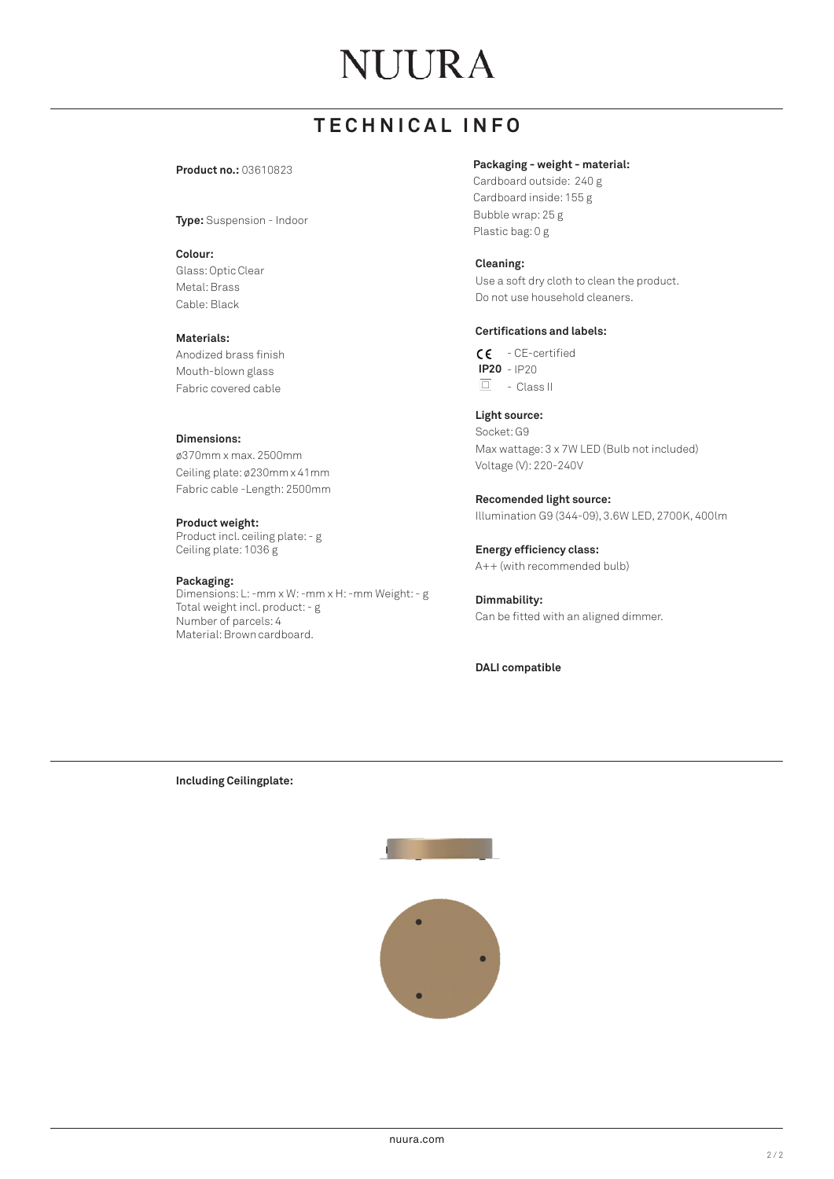# NUURA

## TECHNICAL INFO

**Product no.:** 03610823

**Type:** Suspension - Indoor

**Colour:**
Glass: Optic Clear
Metal: Brass
Cable: Black

**Materials:**
Anodized brass finish
Mouth-blown glass
Fabric covered cable

**Dimensions:**
ø370mm x max. 2500mm
Ceiling plate: ø230mm x 41mm
Fabric cable -Length: 2500mm

**Product weight:**
Product incl. ceiling plate: - g
Ceiling plate: 1036 g

**Packaging:**
Dimensions: L: -mm x W: -mm x H: -mm Weight: - g
Total weight incl. product: - g
Number of parcels: 4
Material: Brown cardboard.

**Packaging - weight - material:**
Cardboard outside: 240 g
Cardboard inside: 155 g
Bubble wrap: 25 g
Plastic bag: 0 g

**Cleaning:**
Use a soft dry cloth to clean the product.
Do not use household cleaners.

**Certifications and labels:**
CE - CE-certified
IP20 - IP20
- Class II

**Light source:**
Socket: G9
Max wattage: 3 x 7W LED (Bulb not included)
Voltage (V): 220-240V

**Recomended light source:**
Illumination G9 (344-09), 3.6W LED, 2700K, 400lm

**Energy efficiency class:**
A++ (with recommended bulb)

**Dimmability:**
Can be fitted with an aligned dimmer.

**DALI compatible**

**Including Ceilingplate:**

nuura.com